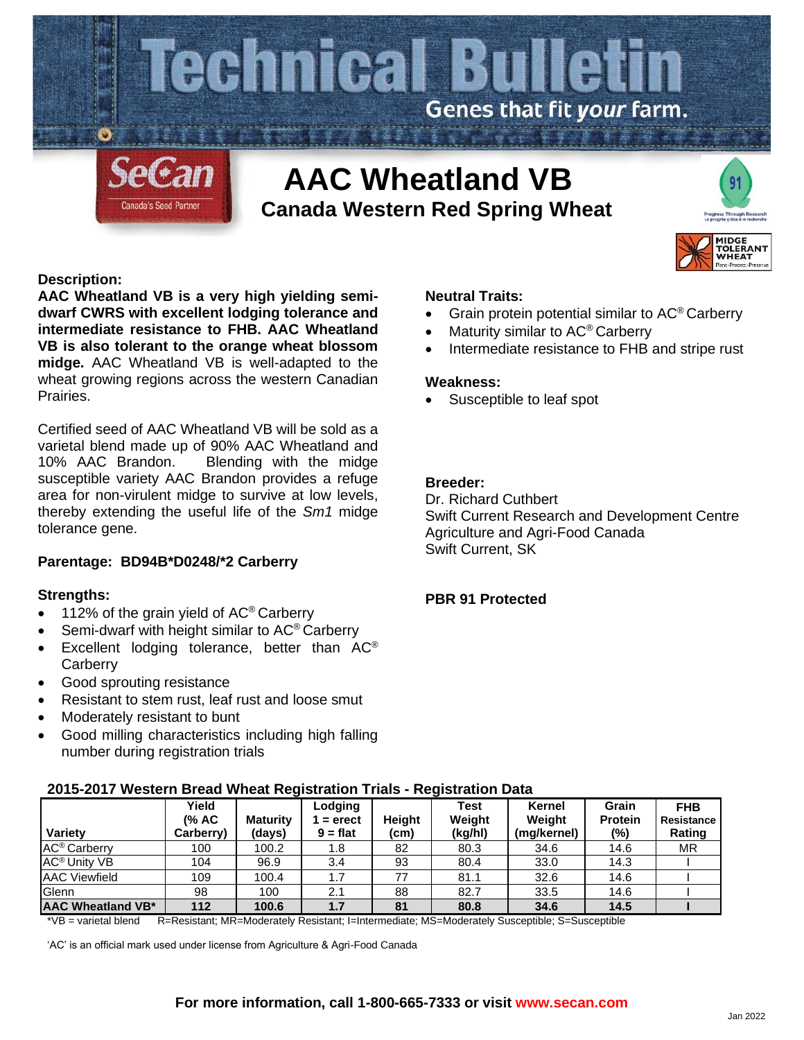# Technical Bulletin

Genes that fit *your* farm.

SeCan
Canada's Seed Partner

# AAC Wheatland VB

## Canada Western Red Spring Wheat

91 Progress Through Research

MIDGE TOLERANT WHEAT Plant·Protect·Preserve

**Description:**

**AAC Wheatland VB is a very high yielding semi-dwarf CWRS with excellent lodging tolerance and intermediate resistance to FHB. AAC Wheatland VB is also tolerant to the orange wheat blossom midge.** AAC Wheatland VB is well-adapted to the wheat growing regions across the western Canadian Prairies.

Certified seed of AAC Wheatland VB will be sold as a varietal blend made up of 90% AAC Wheatland and 10% AAC Brandon. Blending with the midge susceptible variety AAC Brandon provides a refuge area for non-virulent midge to survive at low levels, thereby extending the useful life of the *Sm1* midge tolerance gene.

**Parentage: BD94B*D0248/*2 Carberry**

**Strengths:**

- 112% of the grain yield of AC® Carberry
- Semi-dwarf with height similar to AC® Carberry
- Excellent lodging tolerance, better than AC® Carberry
- Good sprouting resistance
- Resistant to stem rust, leaf rust and loose smut
- Moderately resistant to bunt
- Good milling characteristics including high falling number during registration trials

**Neutral Traits:**

- Grain protein potential similar to AC® Carberry
- Maturity similar to AC® Carberry
- Intermediate resistance to FHB and stripe rust

**Weakness:**

- Susceptible to leaf spot

**Breeder:**

Dr. Richard Cuthbert
Swift Current Research and Development Centre
Agriculture and Agri-Food Canada
Swift Current, SK

**PBR 91 Protected**

**2015-2017 Western Bread Wheat Registration Trials - Registration Data**

| Variety | Yield (% AC Carberry) | Maturity (days) | Lodging 1 = erect 9 = flat | Height (cm) | Test Weight (kg/hl) | Kernel Weight (mg/kernel) | Grain Protein (%) | FHB Resistance Rating |
|---|---|---|---|---|---|---|---|---|
| AC® Carberry | 100 | 100.2 | 1.8 | 82 | 80.3 | 34.6 | 14.6 | MR |
| AC® Unity VB | 104 | 96.9 | 3.4 | 93 | 80.4 | 33.0 | 14.3 | I |
| AAC Viewfield | 109 | 100.4 | 1.7 | 77 | 81.1 | 32.6 | 14.6 | I |
| Glenn | 98 | 100 | 2.1 | 88 | 82.7 | 33.5 | 14.6 | I |
| **AAC Wheatland VB*** | **112** | **100.6** | **1.7** | **81** | **80.8** | **34.6** | **14.5** | **I** |

*VB = varietal blend   R=Resistant; MR=Moderately Resistant; I=Intermediate; MS=Moderately Susceptible; S=Susceptible

'AC' is an official mark used under license from Agriculture & Agri-Food Canada

**For more information, call 1-800-665-7333 or visit www.secan.com**

Jan 2022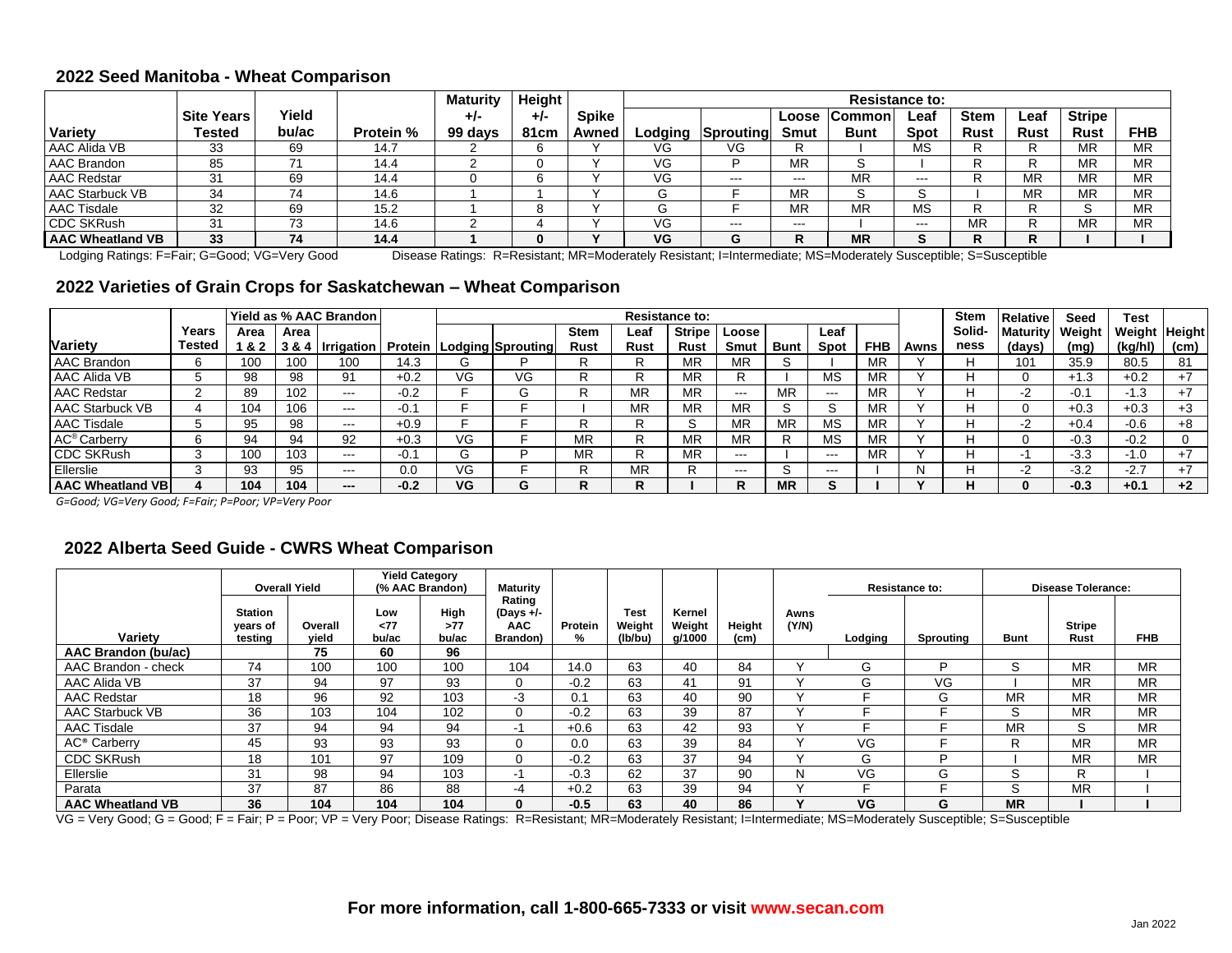## 2022 Seed Manitoba - Wheat Comparison

| Variety | Site Years Tested | Yield bu/ac | Protein % | Maturity +/- 99 days | Height +/- 81cm | Spike Awned | Lodging | Sprouting | Loose Smut | Common Bunt | Leaf Spot | Stem Rust | Leaf Rust | Stripe Rust | FHB |
|---|---|---|---|---|---|---|---|---|---|---|---|---|---|---|---|
| | | | | | | | Resistance to: | | | | | | | | |
| AAC Alida VB | 33 | 69 | 14.7 | 2 | 6 | Y | VG | VG | R | I | MS | R | R | MR | MR |
| AAC Brandon | 85 | 71 | 14.4 | 2 | 0 | Y | VG | P | MR | S | I | R | R | MR | MR |
| AAC Redstar | 31 | 69 | 14.4 | 0 | 6 | Y | VG | --- | --- | MR | --- | R | MR | MR | MR |
| AAC Starbuck VB | 34 | 74 | 14.6 | 1 | 1 | Y | G | F | MR | S | S | I | MR | MR | MR |
| AAC Tisdale | 32 | 69 | 15.2 | 1 | 8 | Y | G | F | MR | MR | MS | R | R | S | MR |
| CDC SKRush | 31 | 73 | 14.6 | 2 | 4 | Y | VG | --- | --- | I | --- | MR | R | MR | MR |
| **AAC Wheatland VB** | **33** | **74** | **14.4** | **1** | **0** | **Y** | **VG** | **G** | **R** | **MR** | **S** | **R** | **R** | **I** | **I** |

Lodging Ratings: F=Fair; G=Good; VG=Very Good    Disease Ratings: R=Resistant; MR=Moderately Resistant; I=Intermediate; MS=Moderately Susceptible; S=Susceptible

## 2022 Varieties of Grain Crops for Saskatchewan – Wheat Comparison

| Variety | Years Tested | Yield as % AAC Brandon: Area 1 & 2 | Area 3 & 4 | Irrigation | Protein | Lodging | Sprouting | Stem Rust | Leaf Rust | Stripe Rust | Loose Smut | Bunt | Leaf Spot | FHB | Awns | Stem Solidness | Relative Maturity (days) | Seed Weight (mg) | Test Weight (kg/hl) | Height (cm) |
|---|---|---|---|---|---|---|---|---|---|---|---|---|---|---|---|---|---|---|---|---|
| | | | | | | Resistance to: | | | | | | | | | | | | | | |
| AAC Brandon | 6 | 100 | 100 | 100 | 14.3 | G | P | R | R | MR | MR | S | I | MR | Y | H | 101 | 35.9 | 80.5 | 81 |
| AAC Alida VB | 5 | 98 | 98 | 91 | +0.2 | VG | VG | R | R | MR | R | I | MS | MR | Y | H | 0 | +1.3 | +0.2 | +7 |
| AAC Redstar | 2 | 89 | 102 | --- | -0.2 | F | G | R | MR | MR | --- | MR | --- | MR | Y | H | -2 | -0.1 | -1.3 | +7 |
| AAC Starbuck VB | 4 | 104 | 106 | --- | -0.1 | F | F | I | MR | MR | MR | S | S | MR | Y | H | 0 | +0.3 | +0.3 | +3 |
| AAC Tisdale | 5 | 95 | 98 | --- | +0.9 | F | F | R | R | S | MR | MR | MS | MR | Y | H | -2 | +0.4 | -0.6 | +8 |
| AC® Carberry | 6 | 94 | 94 | 92 | +0.3 | VG | F | MR | R | MR | MR | R | MS | MR | Y | H | 0 | -0.3 | -0.2 | 0 |
| CDC SKRush | 3 | 100 | 103 | --- | -0.1 | G | P | MR | R | MR | --- | I | --- | MR | Y | H | -1 | -3.3 | -1.0 | +7 |
| Ellerslie | 3 | 93 | 95 | --- | 0.0 | VG | F | R | MR | R | --- | S | --- | I | N | H | -2 | -3.2 | -2.7 | +7 |
| **AAC Wheatland VB** | **4** | **104** | **104** | **---** | **-0.2** | **VG** | **G** | **R** | **R** | **I** | **R** | **MR** | **S** | **I** | **Y** | **H** | **0** | **-0.3** | **+0.1** | **+2** |

*G=Good; VG=Very Good; F=Fair; P=Poor; VP=Very Poor*

## 2022 Alberta Seed Guide - CWRS Wheat Comparison

| Variety | Overall Yield: Station years of testing | Overall yield | Yield Category (% AAC Brandon): Low <77 bu/ac | High >77 bu/ac | Maturity Rating (Days +/- AAC Brandon) | Protein % | Test Weight (lb/bu) | Kernel Weight g/1000 | Height (cm) | Awns (Y/N) | Resistance to: Lodging | Sprouting | Disease Tolerance: Bunt | Stripe Rust | FHB |
|---|---|---|---|---|---|---|---|---|---|---|---|---|---|---|---|
| **AAC Brandon (bu/ac)** | | **75** | **60** | **96** | | | | | | | | | | | |
| AAC Brandon - check | 74 | 100 | 100 | 100 | 104 | 14.0 | 63 | 40 | 84 | Y | G | P | S | MR | MR |
| AAC Alida VB | 37 | 94 | 97 | 93 | 0 | -0.2 | 63 | 41 | 91 | Y | G | VG | I | MR | MR |
| AAC Redstar | 18 | 96 | 92 | 103 | -3 | 0.1 | 63 | 40 | 90 | Y | F | G | MR | MR | MR |
| AAC Starbuck VB | 36 | 103 | 104 | 102 | 0 | -0.2 | 63 | 39 | 87 | Y | F | F | S | MR | MR |
| AAC Tisdale | 37 | 94 | 94 | 94 | -1 | +0.6 | 63 | 42 | 93 | Y | F | F | MR | S | MR |
| AC® Carberry | 45 | 93 | 93 | 93 | 0 | 0.0 | 63 | 39 | 84 | Y | VG | F | R | MR | MR |
| CDC SKRush | 18 | 101 | 97 | 109 | 0 | -0.2 | 63 | 37 | 94 | Y | G | P | I | MR | MR |
| Ellerslie | 31 | 98 | 94 | 103 | -1 | -0.3 | 62 | 37 | 90 | N | VG | G | S | R | I |
| Parata | 37 | 87 | 86 | 88 | -4 | +0.2 | 63 | 39 | 94 | Y | F | F | S | MR | I |
| **AAC Wheatland VB** | **36** | **104** | **104** | **104** | **0** | **-0.5** | **63** | **40** | **86** | **Y** | **VG** | **G** | **MR** | **I** | **I** |

VG = Very Good; G = Good; F = Fair; P = Poor; VP = Very Poor; Disease Ratings: R=Resistant; MR=Moderately Resistant; I=Intermediate; MS=Moderately Susceptible; S=Susceptible

**For more information, call 1-800-665-7333 or visit www.secan.com**

Jan 2022